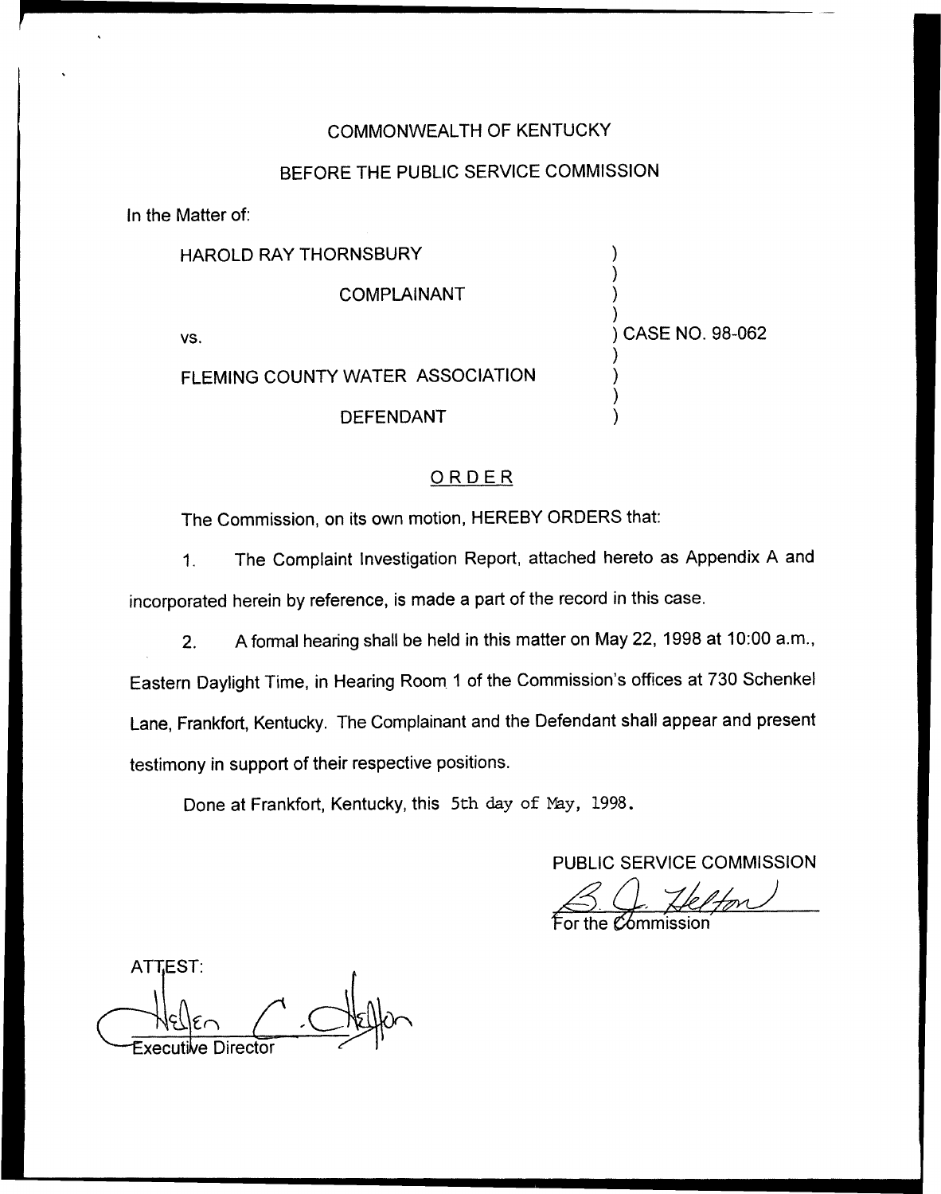COMMONWEALTH OF KENTUCKY

BEFORE THE PUBLIC SERVICE COMMISSION

In the Matter of:

| | |
|---|---|
| HAROLD RAY THORNSBURY<br>COMPLAINANT<br><br>vs.<br><br>FLEMING COUNTY WATER ASSOCIATION<br>DEFENDANT | ) CASE NO. 98-062 |

## ORDER

The Commission, on its own motion, HEREBY ORDERS that:

1. The Complaint Investigation Report, attached hereto as Appendix A and incorporated herein by reference, is made a part of the record in this case.

2. A formal hearing shall be held in this matter on May 22, 1998 at 10:00 a.m., Eastern Daylight Time, in Hearing Room 1 of the Commission's offices at 730 Schenkel Lane, Frankfort, Kentucky. The Complainant and the Defendant shall appear and present testimony in support of their respective positions.

Done at Frankfort, Kentucky, this 5th day of May, 1998.

PUBLIC SERVICE COMMISSION

For the Commission

ATTEST:

Executive Director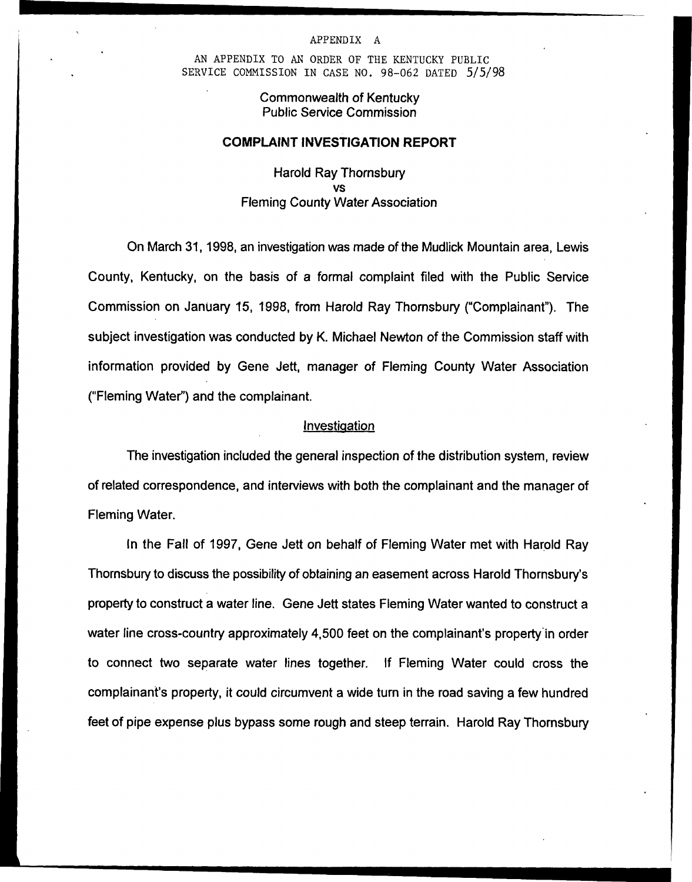APPENDIX A

AN APPENDIX TO AN ORDER OF THE KENTUCKY PUBLIC SERVICE COMMISSION IN CASE NO. 98-062 DATED 5/5/98

Commonwealth of Kentucky
Public Service Commission

## COMPLAINT INVESTIGATION REPORT

Harold Ray Thornsbury
vs
Fleming County Water Association

On March 31, 1998, an investigation was made of the Mudlick Mountain area, Lewis County, Kentucky, on the basis of a formal complaint filed with the Public Service Commission on January 15, 1998, from Harold Ray Thornsbury ("Complainant"). The subject investigation was conducted by K. Michael Newton of the Commission staff with information provided by Gene Jett, manager of Fleming County Water Association ("Fleming Water") and the complainant.

### Investigation

The investigation included the general inspection of the distribution system, review of related correspondence, and interviews with both the complainant and the manager of Fleming Water.

In the Fall of 1997, Gene Jett on behalf of Fleming Water met with Harold Ray Thornsbury to discuss the possibility of obtaining an easement across Harold Thornsbury's property to construct a water line. Gene Jett states Fleming Water wanted to construct a water line cross-country approximately 4,500 feet on the complainant's property in order to connect two separate water lines together. If Fleming Water could cross the complainant's property, it could circumvent a wide turn in the road saving a few hundred feet of pipe expense plus bypass some rough and steep terrain. Harold Ray Thornsbury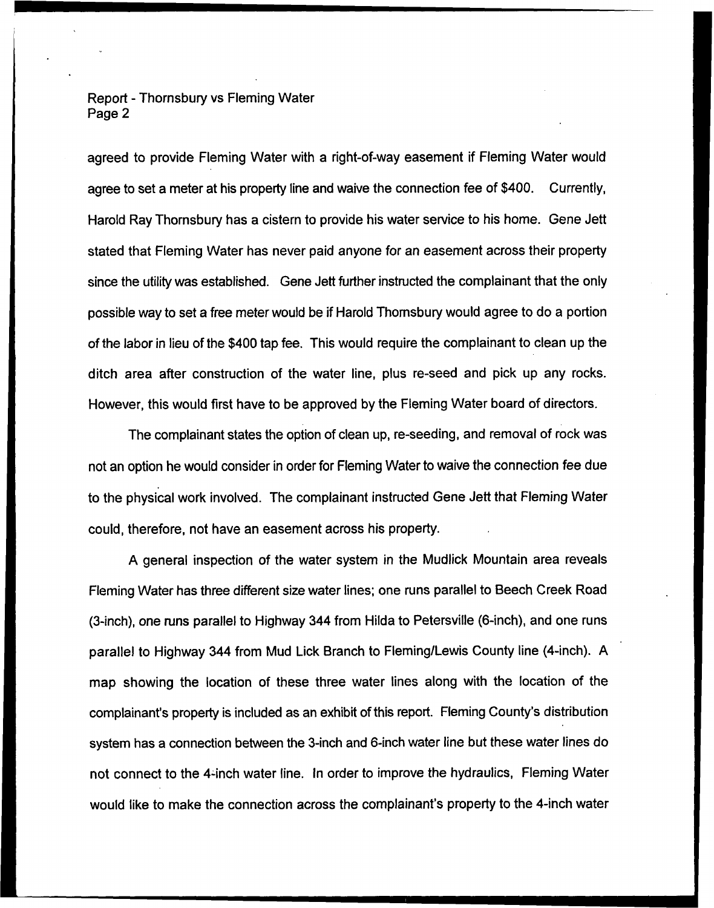agreed to provide Fleming Water with a right-of-way easement if Fleming Water would agree to set a meter at his property line and waive the connection fee of $400. Currently, Harold Ray Thornsbury has a cistern to provide his water service to his home. Gene Jett stated that Fleming Water has never paid anyone for an easement across their property since the utility was established. Gene Jett further instructed the complainant that the only possible way to set a free meter would be if Harold Thornsbury would agree to do a portion of the labor in lieu of the $400 tap fee. This would require the complainant to clean up the ditch area after construction of the water line, plus re-seed and pick up any rocks. However, this would first have to be approved by the Fleming Water board of directors.

The complainant states the option of clean up, re-seeding, and removal of rock was not an option he would consider in order for Fleming Water to waive the connection fee due to the physical work involved. The complainant instructed Gene Jett that Fleming Water could, therefore, not have an easement across his property.

A general inspection of the water system in the Mudlick Mountain area reveals Fleming Water has three different size water lines; one runs parallel to Beech Creek Road (3-inch), one runs parallel to Highway 344 from Hilda to Petersville (6-inch), and one runs parallel to Highway 344 from Mud Lick Branch to Fleming/Lewis County line (4-inch). A map showing the location of these three water lines along with the location of the complainant's property is included as an exhibit of this report. Fleming County's distribution system has a connection between the 3-inch and 6-inch water line but these water lines do not connect to the 4-inch water line. In order to improve the hydraulics, Fleming Water would like to make the connection across the complainant's property to the 4-inch water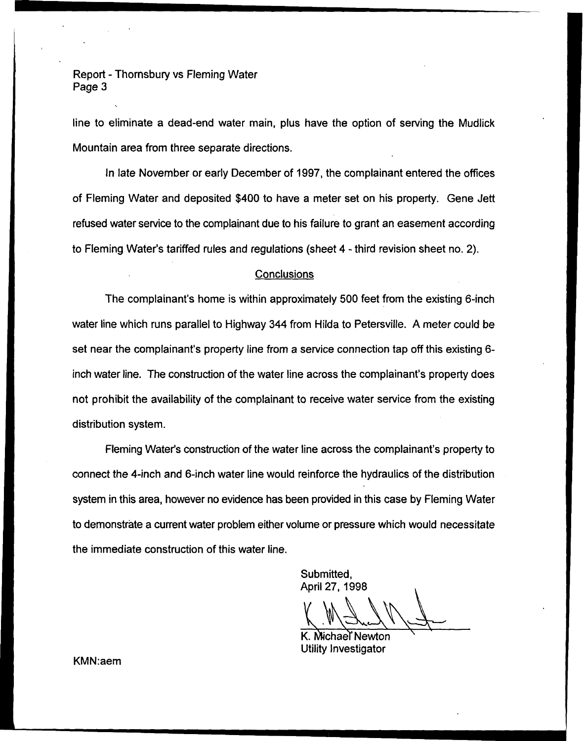line to eliminate a dead-end water main, plus have the option of serving the Mudlick Mountain area from three separate directions.

In late November or early December of 1997, the complainant entered the offices of Fleming Water and deposited $400 to have a meter set on his property. Gene Jett refused water service to the complainant due to his failure to grant an easement according to Fleming Water's tariffed rules and regulations (sheet 4 - third revision sheet no. 2).

## Conclusions

The complainant's home is within approximately 500 feet from the existing 6-inch water line which runs parallel to Highway 344 from Hilda to Petersville. A meter could be set near the complainant's property line from a service connection tap off this existing 6-inch water line. The construction of the water line across the complainant's property does not prohibit the availability of the complainant to receive water service from the existing distribution system.

Fleming Water's construction of the water line across the complainant's property to connect the 4-inch and 6-inch water line would reinforce the hydraulics of the distribution system in this area, however no evidence has been provided in this case by Fleming Water to demonstrate a current water problem either volume or pressure which would necessitate the immediate construction of this water line.

Submitted,
April 27, 1998

K. Michael Newton
Utility Investigator

KMN:aem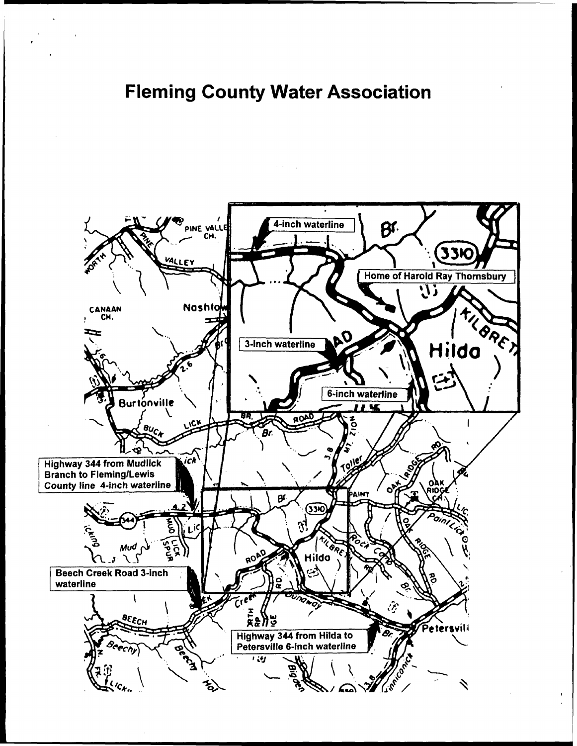# Fleming County Water Association

4-inch waterline

Home of Harold Ray Thornsbury

3-inch waterline

6-inch waterline

Highway 344 from Mudlick Branch to Fleming/Lewis County line 4-inch waterline

Beech Creek Road 3-inch waterline

Highway 344 from Hilda to Petersville 6-inch waterline